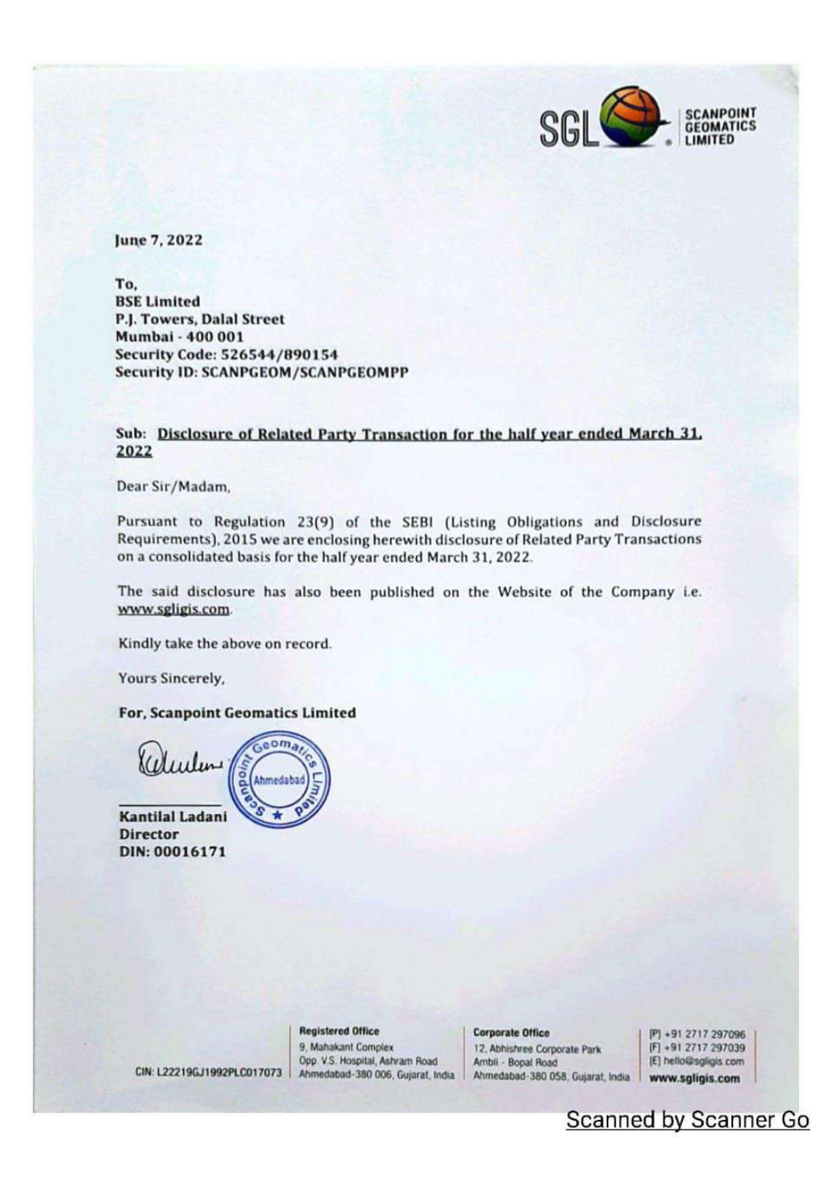SCANPOINT GEOMATICS LIMITED

June 7, 2022

To,
**BSE Limited**
**P.J. Towers, Dalal Street**
**Mumbai - 400 001**
**Security Code: 526544/890154**
**Security ID: SCANPGEOM/SCANPGEOMPP**

**Sub: Disclosure of Related Party Transaction for the half year ended March 31, 2022**

Dear Sir/Madam,

Pursuant to Regulation 23(9) of the SEBI (Listing Obligations and Disclosure Requirements), 2015 we are enclosing herewith disclosure of Related Party Transactions on a consolidated basis for the half year ended March 31, 2022.

The said disclosure has also been published on the Website of the Company i.e. www.sgligis.com.

Kindly take the above on record.

Yours Sincerely,

**For, Scanpoint Geomatics Limited**

**Kantilal Ladani**
**Director**
**DIN: 00016171**

CIN: L22219GJ1992PLC017073

**Registered Office**
9, Mahakant Complex
Opp. V.S. Hospital, Ashram Road
Ahmedabad-380 006, Gujarat, India

**Corporate Office**
12, Abhishree Corporate Park
Ambli - Bopal Road
Ahmedabad-380 058, Gujarat, India

[P] +91 2717 297096
[F] +91 2717 297039
[E] hello@sgligis.com
**www.sgligis.com**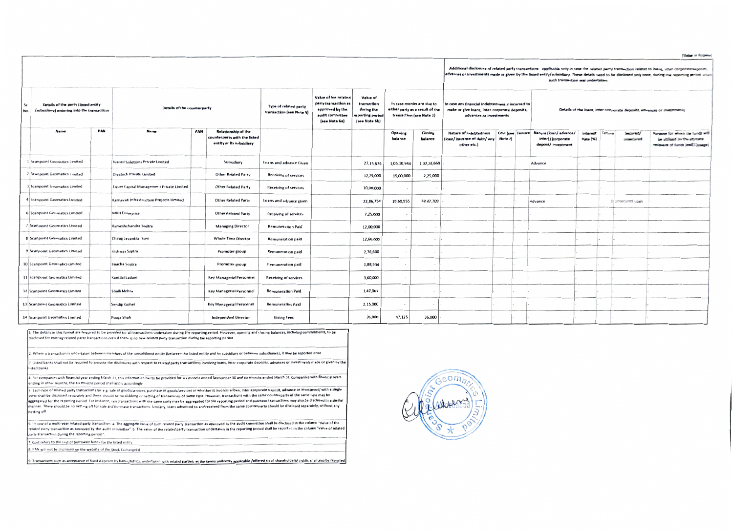(Value in Rupees)

| Sr. No. | Details of the party (listed entity /subsidiary) entering into the transaction | | Details of the counterparty | | | Type of related party transaction (see Note 5) | Value of the related party transaction as approved by the audit committee (see Note 6a) | Value of transaction during the reporting period (see Note 6b) | In case monies are due to either party as a result of the transaction (see Note 1) | | Additional disclosure of related party transactions - applicable only in case the related party transaction relates to loans, inter-corporate deposits, advances or investments made or given by the listed entity/subsidiary. These details need to be disclosed only once, during the reporting period when such transaction was undertaken. In case any financial indebtedness is incurred to make or give loans, inter-corporate deposits, advances or investments | | | Details of the loans, inter-corporate deposits, advances or investments | | | | |
|---|---|---|---|---|---|---|---|---|---|---|---|---|---|---|---|---|---|---|
| | Name | PAN | Name | PAN | Relationship of the counterparty with the listed entity or its subsidiary | | | | Opening balance | Closing balance | Nature of indebtedness (loan/ issuance of debt/ any other etc.) | Cost (see Note 7) | Tenure | Nature (loan/ advance/ inter-corporate deposit/ investment | Interest Rate (%) | Tenure | Secured/ unsecured | Purpose for which the funds will be utilised by the ultimate recipient of funds (endusage) |
| 1 | Scanpoint Geomatics Limited | | Jyacad Solutions Private Limited | | Subsidiary | Loans and advance Given | | 27,15,676 | 1,05,10,984 | 1,32,26,660 | | | | Advance | | | | |
| 2 | Scanpoint Geomatics Limited | | Diyatech Private Limited | | Other Related Party | Receiving of services | | 12,75,000 | 15,00,000 | 2,25,000 | | | | | | | | |
| 3 | Scanpoint Geomatics Limited | | Equer Capital Management Private Limited | | Other Related Party | Receiving of services | | 30,00,000 | - | - | - | | | | | | | |
| 4 | Scanpoint Geomatics Limited | | Karnavati Infrastructure Projects Limited | | Other Related Party | Loans and advance given | | 22,86,754 | 19,60,955 | 42,47,709 | | | | Advance | | | Unsecured Loan | |
| 6 | Scanpoint Geomatics Limited | | MRH Enterprise | | Other Related Party | Receiving of services | | 7,25,000 | - | - | | | | | | | | |
| 7 | Scanpoint Geomatics Limited | | Rameshchandra Sojitra | | Managing Director | Remuneration Paid | | 12,00,000 | - | - | | | | | | | | |
| 8 | Scanpoint Geomatics Limited | | Chirag Jayantilal Soni | | Whole Time Director | Remuneration paid | | 12,66,000 | - | - | | | | | | | | |
| 9 | Scanpoint Geomatics Limited | | Vishwas Sojitra | | Promoter group | Remuneration paid | | 2,76,600 | - | - | | | | | | | | |
| 10 | Scanpoint Geomatics Limited | | Vaacha Sojitra | | Promoter group | Remuneration paid | | 1,88,904 | - | - | | | | | | | | |
| 11 | Scanpoint Geomatics Limited | | Kantilal Ladani | | Key Managerial Personnel | Receiving of services | | 3,60,000 | - | - | | | | | | | | |
| 12 | Scanpoint Geomatics Limited | | Shaili Mehta | | Key Managerial Personnel | Remuneration Paid | | 1,47,007 | - | - | | | | | | | | |
| 13 | Scanpoint Geomatics Limited | | Sandip Gohel | | Key Managerial Personnel | Remuneration Paid | | 2,15,000 | - | - | | | | | | | | |
| 14 | Scanpoint Geomatics Limited | | Pooja Shah | | Independent Director | Sitting Fees | | 36,000 | 47,125 | 36,000 | | | | | | | | |

1. The details in this format are required to be provided for all transactions undertaken during the reporting period. However, opening and closing balances, including commitments, to be disclosed for existing related party transactions even if there is no new related party transaction during the reporting period.

2. Where a transaction is undertaken between members of the consolidated entity (between the listed entity and its subsidiary or between subsidiaries), it may be reported once.

3. Listed banks shall not be required to provide the disclosures with respect to related party transactions involving loans, inter-corporate deposits, advances or investments made or given by the listed banks.

4. For companies with financial year ending March 31, this information has to be provided for six months ended September 30 and six months ended March 31. Companies with financial years ending in other months, the six months period shall apply accordingly.

5. Each type of related party transaction (for e.g. sale of goods/services, purchase of goods/services or whether it involves a loan, inter-corporate deposit, advance or investment) with a single party shall be disclosed separately and there should be no clubbing or netting of transactions of same type. However, transactions with the same counterparty of the same type may be aggregated for the reporting period. For instance, sale transactions with the same party may be aggregated for the reporting period and purchase transactions may also be disclosed in a similar manner. There should be no netting off for sale and purchase transactions. Similarly, loans advanced to and received from the same counterparty should be disclosed separately, without any netting off.

6. In case of a multi-year related party transaction: a. The aggregate value of such related party transaction as approved by the audit committee shall be disclosed in the column "Value of the related party transaction as approved by the audit committee". b. The value of the related party transaction undertaken in the reporting period shall be reported in the column "Value of related party transaction during the reporting period".

7. Cost refers to the cost of borrowed funds for the listed entity.

8. PAN will not be displayed on the website of the Stock Exchange(s).

9. Transactions such as acceptance of fixed deposits by banks/NBFCs, undertaken with related parties, at the terms uniformly applicable /offered to all shareholders/ public shall also be reported.

Scanpoint Geomatics Limited